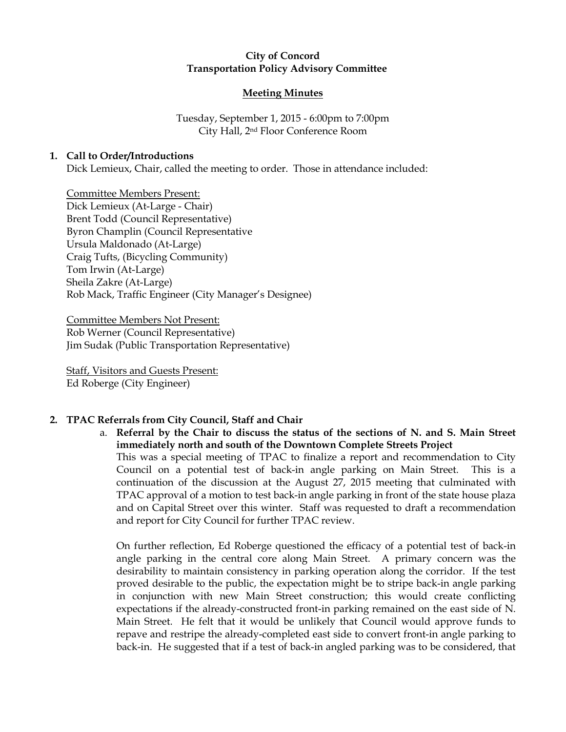**City of Concord**
**Transportation Policy Advisory Committee**

**Meeting Minutes**

Tuesday, September 1, 2015 - 6:00pm to 7:00pm
City Hall, 2nd Floor Conference Room

**1. Call to Order/Introductions**

Dick Lemieux, Chair, called the meeting to order. Those in attendance included:

Committee Members Present:
Dick Lemieux (At-Large - Chair)
Brent Todd (Council Representative)
Byron Champlin (Council Representative
Ursula Maldonado (At-Large)
Craig Tufts, (Bicycling Community)
Tom Irwin (At-Large)
Sheila Zakre (At-Large)
Rob Mack, Traffic Engineer (City Manager's Designee)

Committee Members Not Present:
Rob Werner (Council Representative)
Jim Sudak (Public Transportation Representative)

Staff, Visitors and Guests Present:
Ed Roberge (City Engineer)

**2. TPAC Referrals from City Council, Staff and Chair**

a. **Referral by the Chair to discuss the status of the sections of N. and S. Main Street immediately north and south of the Downtown Complete Streets Project**

This was a special meeting of TPAC to finalize a report and recommendation to City Council on a potential test of back-in angle parking on Main Street. This is a continuation of the discussion at the August 27, 2015 meeting that culminated with TPAC approval of a motion to test back-in angle parking in front of the state house plaza and on Capital Street over this winter. Staff was requested to draft a recommendation and report for City Council for further TPAC review.

On further reflection, Ed Roberge questioned the efficacy of a potential test of back-in angle parking in the central core along Main Street. A primary concern was the desirability to maintain consistency in parking operation along the corridor. If the test proved desirable to the public, the expectation might be to stripe back-in angle parking in conjunction with new Main Street construction; this would create conflicting expectations if the already-constructed front-in parking remained on the east side of N. Main Street. He felt that it would be unlikely that Council would approve funds to repave and restripe the already-completed east side to convert front-in angle parking to back-in. He suggested that if a test of back-in angled parking was to be considered, that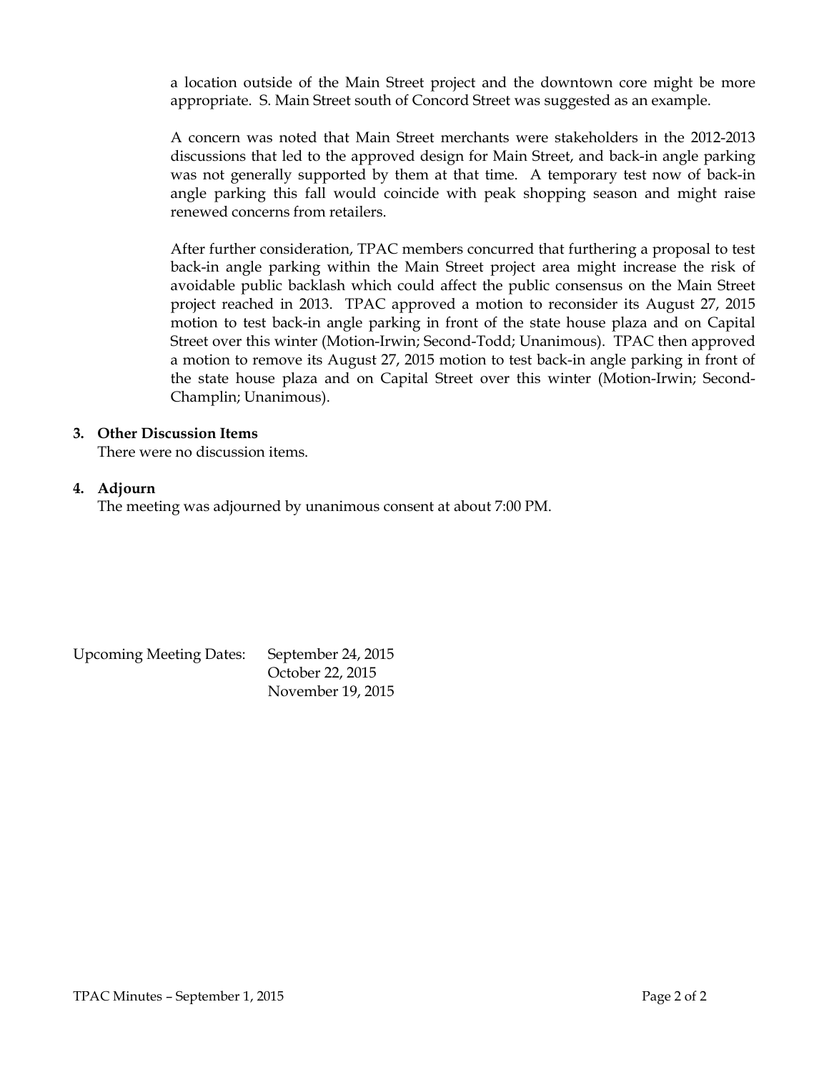a location outside of the Main Street project and the downtown core might be more appropriate. S. Main Street south of Concord Street was suggested as an example.

A concern was noted that Main Street merchants were stakeholders in the 2012-2013 discussions that led to the approved design for Main Street, and back-in angle parking was not generally supported by them at that time. A temporary test now of back-in angle parking this fall would coincide with peak shopping season and might raise renewed concerns from retailers.

After further consideration, TPAC members concurred that furthering a proposal to test back-in angle parking within the Main Street project area might increase the risk of avoidable public backlash which could affect the public consensus on the Main Street project reached in 2013. TPAC approved a motion to reconsider its August 27, 2015 motion to test back-in angle parking in front of the state house plaza and on Capital Street over this winter (Motion-Irwin; Second-Todd; Unanimous). TPAC then approved a motion to remove its August 27, 2015 motion to test back-in angle parking in front of the state house plaza and on Capital Street over this winter (Motion-Irwin; Second-Champlin; Unanimous).

**3. Other Discussion Items**

There were no discussion items.

**4. Adjourn**

The meeting was adjourned by unanimous consent at about 7:00 PM.

Upcoming Meeting Dates: September 24, 2015
October 22, 2015
November 19, 2015